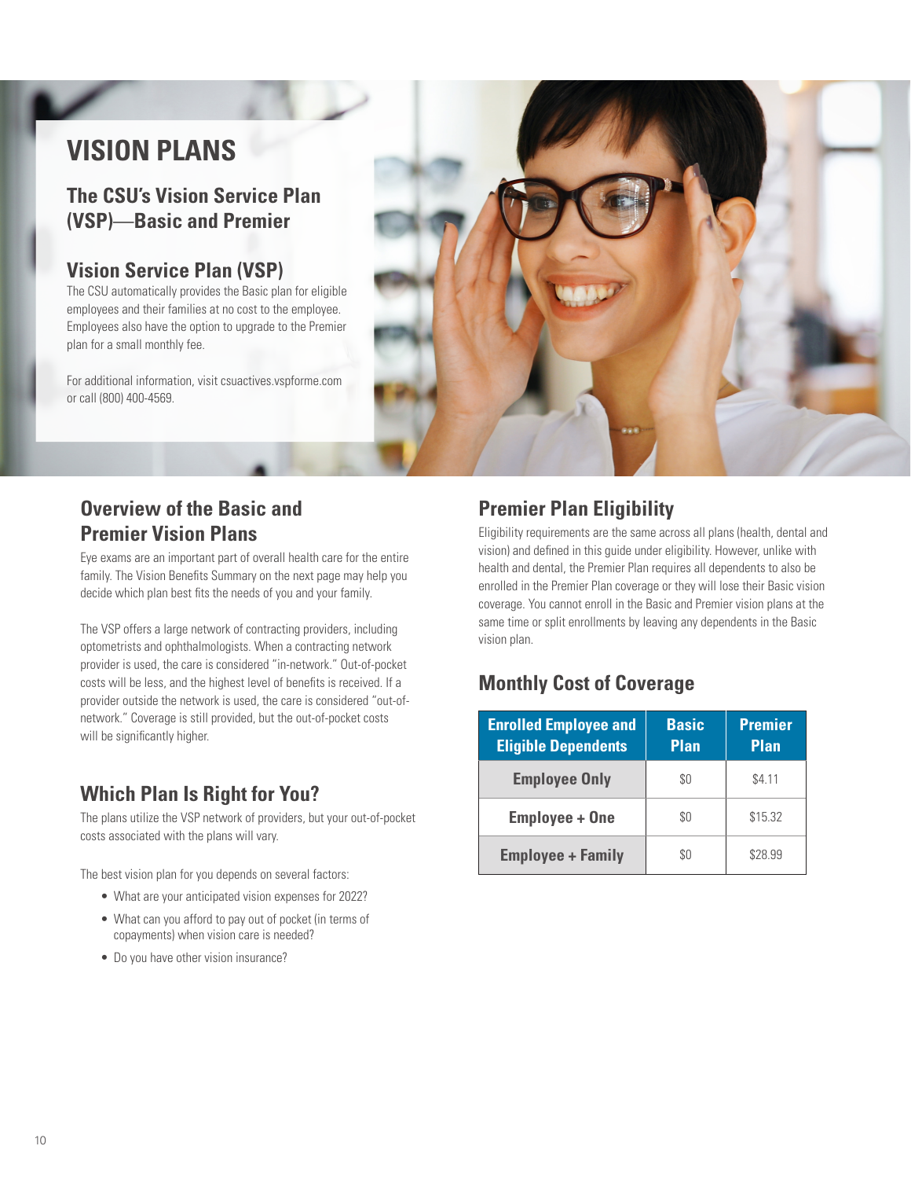# VISION PLANS

## The CSU's Vision Service Plan (VSP)—Basic and Premier

### Vision Service Plan (VSP)

The CSU automatically provides the Basic plan for eligible employees and their families at no cost to the employee. Employees also have the option to upgrade to the Premier plan for a small monthly fee.

For additional information, visit csuactives.vspforme.com or call (800) 400-4569.

### Overview of the Basic and Premier Vision Plans

Eye exams are an important part of overall health care for the entire family. The Vision Benefits Summary on the next page may help you decide which plan best fits the needs of you and your family.

The VSP offers a large network of contracting providers, including optometrists and ophthalmologists. When a contracting network provider is used, the care is considered "in-network." Out-of-pocket costs will be less, and the highest level of benefits is received. If a provider outside the network is used, the care is considered "out-of-network." Coverage is still provided, but the out-of-pocket costs will be significantly higher.

### Which Plan Is Right for You?

The plans utilize the VSP network of providers, but your out-of-pocket costs associated with the plans will vary.

The best vision plan for you depends on several factors:

- What are your anticipated vision expenses for 2022?
- What can you afford to pay out of pocket (in terms of copayments) when vision care is needed?
- Do you have other vision insurance?

### Premier Plan Eligibility

Eligibility requirements are the same across all plans (health, dental and vision) and defined in this guide under eligibility. However, unlike with health and dental, the Premier Plan requires all dependents to also be enrolled in the Premier Plan coverage or they will lose their Basic vision coverage. You cannot enroll in the Basic and Premier vision plans at the same time or split enrollments by leaving any dependents in the Basic vision plan.

### Monthly Cost of Coverage

| Enrolled Employee and Eligible Dependents | Basic Plan | Premier Plan |
|---|---|---|
| Employee Only | $0 | $4.11 |
| Employee + One | $0 | $15.32 |
| Employee + Family | $0 | $28.99 |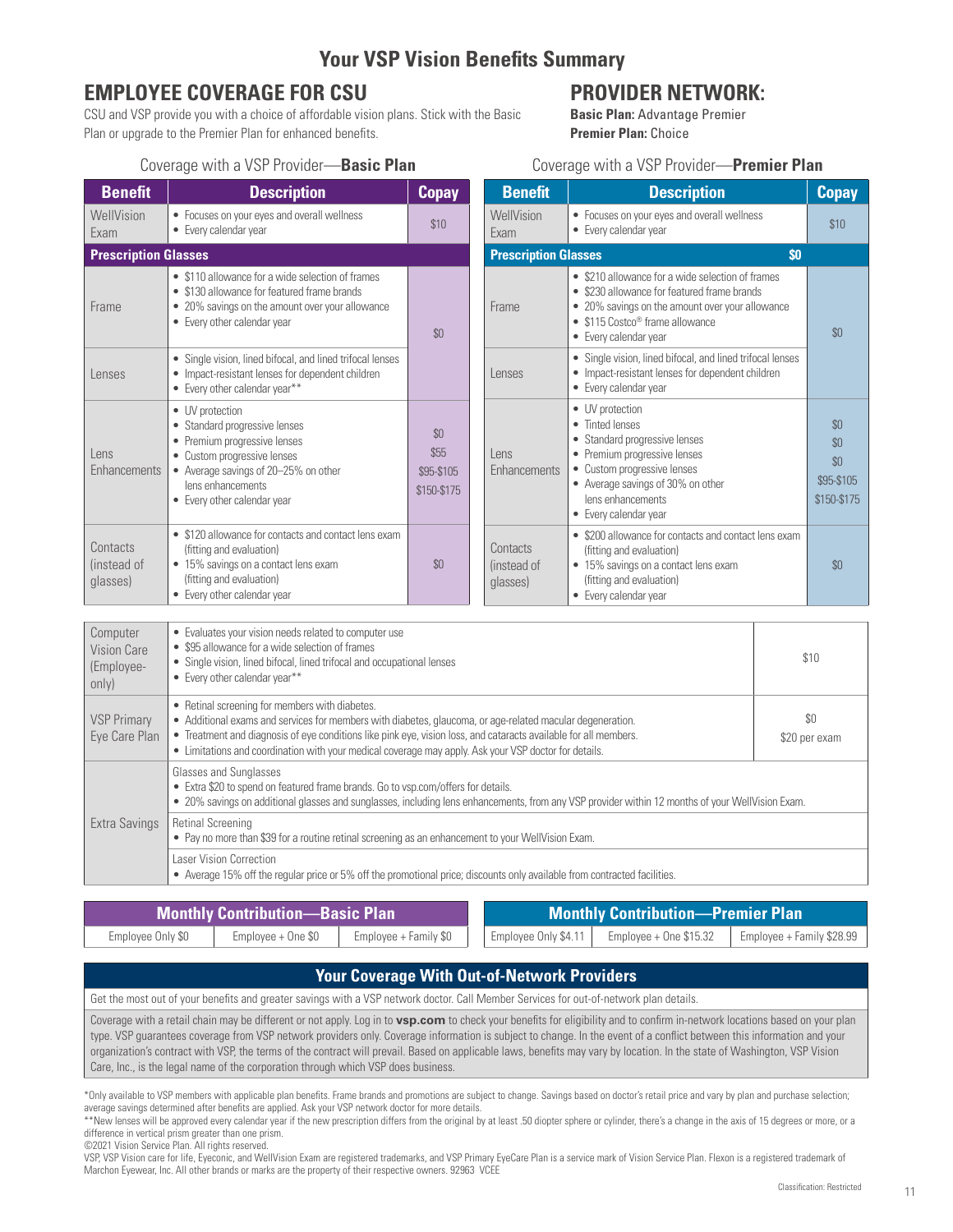# Your VSP Vision Benefits Summary

## EMPLOYEE COVERAGE FOR CSU

CSU and VSP provide you with a choice of affordable vision plans. Stick with the Basic Plan or upgrade to the Premier Plan for enhanced benefits.

## PROVIDER NETWORK:

**Basic Plan:** Advantage Premier
**Premier Plan:** Choice

Coverage with a VSP Provider—**Basic Plan**

| Benefit | Description | Copay |
|---|---|---|
| WellVision Exam | • Focuses on your eyes and overall wellness<br>• Every calendar year | $10 |
| **Prescription Glasses** | | |
| Frame | • $110 allowance for a wide selection of frames<br>• $130 allowance for featured frame brands<br>• 20% savings on the amount over your allowance<br>• Every other calendar year | $0 |
| Lenses | • Single vision, lined bifocal, and lined trifocal lenses<br>• Impact-resistant lenses for dependent children<br>• Every other calendar year** | |
| Lens Enhancements | • UV protection<br>• Standard progressive lenses<br>• Premium progressive lenses<br>• Custom progressive lenses<br>• Average savings of 20–25% on other lens enhancements<br>• Every other calendar year | $0<br>$55<br>$95-$105<br>$150-$175 |
| Contacts (instead of glasses) | • $120 allowance for contacts and contact lens exam (fitting and evaluation)<br>• 15% savings on a contact lens exam (fitting and evaluation)<br>• Every other calendar year | $0 |

Coverage with a VSP Provider—**Premier Plan**

| Benefit | Description | Copay |
|---|---|---|
| WellVision Exam | • Focuses on your eyes and overall wellness<br>• Every calendar year | $10 |
| **Prescription Glasses** | | **$0** |
| Frame | • $210 allowance for a wide selection of frames<br>• $230 allowance for featured frame brands<br>• 20% savings on the amount over your allowance<br>• $115 Costco® frame allowance<br>• Every calendar year | $0 |
| Lenses | • Single vision, lined bifocal, and lined trifocal lenses<br>• Impact-resistant lenses for dependent children<br>• Every calendar year | |
| Lens Enhancements | • UV protection<br>• Tinted lenses<br>• Standard progressive lenses<br>• Premium progressive lenses<br>• Custom progressive lenses<br>• Average savings of 30% on other lens enhancements<br>• Every calendar year | $0<br>$0<br>$0<br>$95-$105<br>$150-$175 |
| Contacts (instead of glasses) | • $200 allowance for contacts and contact lens exam (fitting and evaluation)<br>• 15% savings on a contact lens exam (fitting and evaluation)<br>• Every calendar year | $0 |

| Benefit | Description | Copay |
|---|---|---|
| Computer Vision Care (Employee-only) | • Evaluates your vision needs related to computer use<br>• $95 allowance for a wide selection of frames<br>• Single vision, lined bifocal, lined trifocal and occupational lenses<br>• Every other calendar year** | $10 |
| VSP Primary Eye Care Plan | • Retinal screening for members with diabetes.<br>• Additional exams and services for members with diabetes, glaucoma, or age-related macular degeneration.<br>• Treatment and diagnosis of eye conditions like pink eye, vision loss, and cataracts available for all members.<br>• Limitations and coordination with your medical coverage may apply. Ask your VSP doctor for details. | $0<br>$20 per exam |
| Extra Savings | Glasses and Sunglasses<br>• Extra $20 to spend on featured frame brands. Go to vsp.com/offers for details.<br>• 20% savings on additional glasses and sunglasses, including lens enhancements, from any VSP provider within 12 months of your WellVision Exam. | |
| | Retinal Screening<br>• Pay no more than $39 for a routine retinal screening as an enhancement to your WellVision Exam. | |
| | Laser Vision Correction<br>• Average 15% off the regular price or 5% off the promotional price; discounts only available from contracted facilities. | |

| Monthly Contribution—Basic Plan | | |
|---|---|---|
| Employee Only $0 | Employee + One $0 | Employee + Family $0 |

| Monthly Contribution—Premier Plan | | |
|---|---|---|
| Employee Only $4.11 | Employee + One $15.32 | Employee + Family $28.99 |

### Your Coverage With Out-of-Network Providers

Get the most out of your benefits and greater savings with a VSP network doctor. Call Member Services for out-of-network plan details.

Coverage with a retail chain may be different or not apply. Log in to **vsp.com** to check your benefits for eligibility and to confirm in-network locations based on your plan type. VSP guarantees coverage from VSP network providers only. Coverage information is subject to change. In the event of a conflict between this information and your organization's contract with VSP, the terms of the contract will prevail. Based on applicable laws, benefits may vary by location. In the state of Washington, VSP Vision Care, Inc., is the legal name of the corporation through which VSP does business.

*Only available to VSP members with applicable plan benefits. Frame brands and promotions are subject to change. Savings based on doctor's retail price and vary by plan and purchase selection; average savings determined after benefits are applied. Ask your VSP network doctor for more details.

**New lenses will be approved every calendar year if the new prescription differs from the original by at least .50 diopter sphere or cylinder, there's a change in the axis of 15 degrees or more, or a difference in vertical prism greater than one prism.

©2021 Vision Service Plan. All rights reserved.

VSP, VSP Vision care for life, Eyeconic, and WellVision Exam are registered trademarks, and VSP Primary EyeCare Plan is a service mark of Vision Service Plan. Flexon is a registered trademark of Marchon Eyewear, Inc. All other brands or marks are the property of their respective owners. 92963 VCEE

Classification: Restricted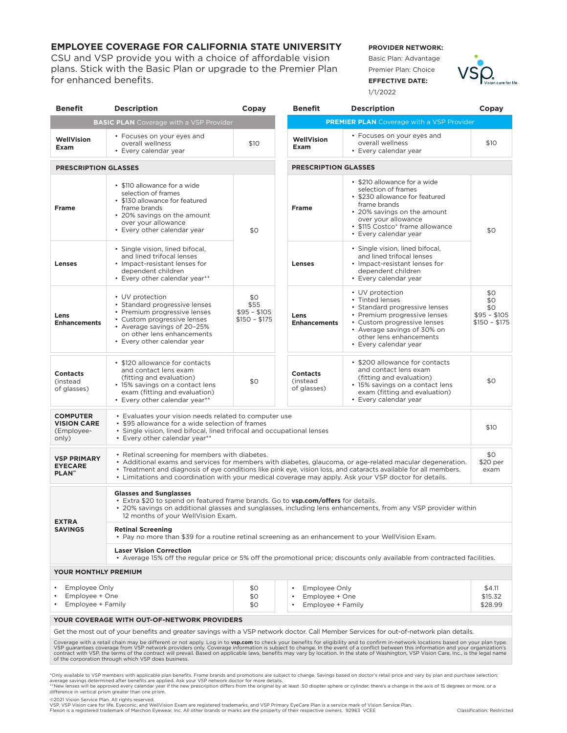# EMPLOYEE COVERAGE FOR CALIFORNIA STATE UNIVERSITY

CSU and VSP provide you with a choice of affordable vision plans. Stick with the Basic Plan or upgrade to the Premier Plan for enhanced benefits.

**PROVIDER NETWORK:**
Basic Plan: Advantage
Premier Plan: Choice

**EFFECTIVE DATE:**
1/1/2022

## BASIC PLAN Coverage with a VSP Provider

| Benefit | Description | Copay |
|---|---|---|
| **WellVision Exam** | • Focuses on your eyes and overall wellness<br>• Every calendar year | $10 |
| **PRESCRIPTION GLASSES** | | |
| **Frame** | • $110 allowance for a wide selection of frames<br>• $130 allowance for featured frame brands<br>• 20% savings on the amount over your allowance<br>• Every other calendar year | $0 |
| **Lenses** | • Single vision, lined bifocal, and lined trifocal lenses<br>• Impact-resistant lenses for dependent children<br>• Every other calendar year** | |
| **Lens Enhancements** | • UV protection<br>• Standard progressive lenses<br>• Premium progressive lenses<br>• Custom progressive lenses<br>• Average savings of 20–25% on other lens enhancements<br>• Every other calendar year | $0<br>$55<br>$95 – $105<br>$150 – $175 |
| **Contacts** (instead of glasses) | • $120 allowance for contacts and contact lens exam (fitting and evaluation)<br>• 15% savings on a contact lens exam (fitting and evaluation)<br>• Every other calendar year** | $0 |

## PREMIER PLAN Coverage with a VSP Provider

| Benefit | Description | Copay |
|---|---|---|
| **WellVision Exam** | • Focuses on your eyes and overall wellness<br>• Every calendar year | $10 |
| **PRESCRIPTION GLASSES** | | |
| **Frame** | • $210 allowance for a wide selection of frames<br>• $230 allowance for featured frame brands<br>• 20% savings on the amount over your allowance<br>• $115 Costco* frame allowance<br>• Every calendar year | $0 |
| **Lenses** | • Single vision, lined bifocal, and lined trifocal lenses<br>• Impact-resistant lenses for dependent children<br>• Every calendar year | |
| **Lens Enhancements** | • UV protection<br>• Tinted lenses<br>• Standard progressive lenses<br>• Premium progressive lenses<br>• Custom progressive lenses<br>• Average savings of 30% on other lens enhancements<br>• Every calendar year | $0<br>$0<br>$0<br>$95 – $105<br>$150 – $175 |
| **Contacts** (instead of glasses) | • $200 allowance for contacts and contact lens exam (fitting and evaluation)<br>• 15% savings on a contact lens exam (fitting and evaluation)<br>• Every calendar year | $0 |

## Additional Benefits

| Benefit | Description | Copay |
|---|---|---|
| **COMPUTER VISION CARE** (Employee-only) | • Evaluates your vision needs related to computer use<br>• $95 allowance for a wide selection of frames<br>• Single vision, lined bifocal, lined trifocal and occupational lenses<br>• Every other calendar year** | $10 |
| **VSP PRIMARY EYECARE PLAN℠** | • Retinal screening for members with diabetes.<br>• Additional exams and services for members with diabetes, glaucoma, or age-related macular degeneration.<br>• Treatment and diagnosis of eye conditions like pink eye, vision loss, and cataracts available for all members.<br>• Limitations and coordination with your medical coverage may apply. Ask your VSP doctor for details. | $0<br>$20 per exam |

## EXTRA SAVINGS

**Glasses and Sunglasses**
- Extra $20 to spend on featured frame brands. Go to **vsp.com/offers** for details.
- 20% savings on additional glasses and sunglasses, including lens enhancements, from any VSP provider within 12 months of your WellVision Exam.

**Retinal Screening**
- Pay no more than $39 for a routine retinal screening as an enhancement to your WellVision Exam.

**Laser Vision Correction**
- Average 15% off the regular price or 5% off the promotional price; discounts only available from contracted facilities.

## YOUR MONTHLY PREMIUM

| Coverage | Basic Plan | Premier Plan |
|---|---|---|
| Employee Only | $0 | $4.11 |
| Employee + One | $0 | $15.32 |
| Employee + Family | $0 | $28.99 |

## YOUR COVERAGE WITH OUT-OF-NETWORK PROVIDERS

Get the most out of your benefits and greater savings with a VSP network doctor. Call Member Services for out-of-network plan details.

Coverage with a retail chain may be different or not apply. Log in to **vsp.com** to check your benefits for eligibility and to confirm in-network locations based on your plan type. VSP guarantees coverage from VSP network providers only. Coverage information is subject to change. In the event of a conflict between this information and your organization's contract with VSP, the terms of the contract will prevail. Based on applicable laws, benefits may vary by location. In the state of Washington, VSP Vision Care, Inc., is the legal name of the corporation through which VSP does business.

*Only available to VSP members with applicable plan benefits. Frame brands and promotions are subject to change. Savings based on doctor's retail price and vary by plan and purchase selection; average savings determined after benefits are applied. Ask your VSP network doctor for more details.
**New lenses will be approved every calendar year if the new prescription differs from the original by at least .50 diopter sphere or cylinder, there's a change in the axis of 15 degrees or more, or a difference in vertical prism greater than one prism.

©2021 Vision Service Plan. All rights reserved.
VSP, VSP Vision care for life, Eyeconic, and WellVision Exam are registered trademarks, and VSP Primary EyeCare Plan is a service mark of Vision Service Plan.
Flexon is a registered trademark of Marchon Eyewear, Inc. All other brands or marks are the property of their respective owners. 92963 VCEE

Classification: Restricted